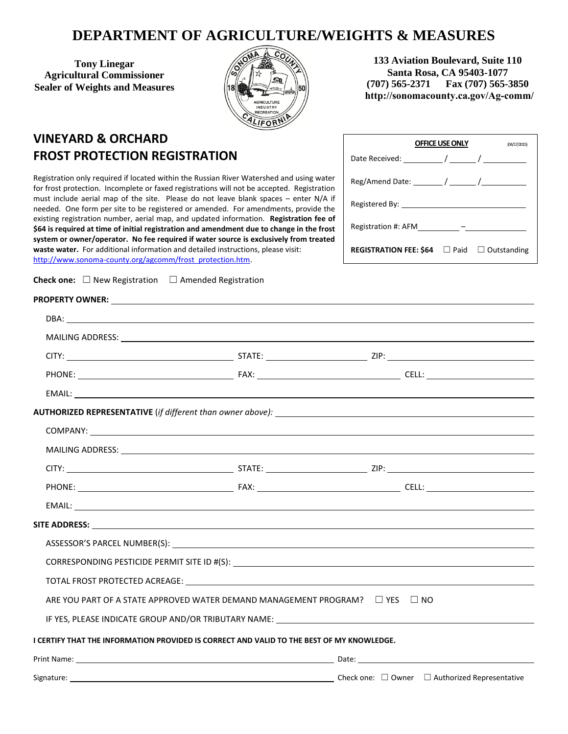# DEPARTMENT OF AGRICULTURE/WEIGHTS & MEASURES

**Tony Linegar**
**Agricultural Commissioner**
**Sealer of Weights and Measures**

**133 Aviation Boulevard, Suite 110**
**Santa Rosa, CA 95403-1077**
**(707) 565-2371 Fax (707) 565-3850**
**http://sonomacounty.ca.gov/Ag-comm/**

## VINEYARD & ORCHARD FROST PROTECTION REGISTRATION

Registration only required if located within the Russian River Watershed and using water for frost protection. Incomplete or faxed registrations will not be accepted. Registration must include aerial map of the site. Please do not leave blank spaces – enter N/A if needed. One form per site to be registered or amended. For amendments, provide the existing registration number, aerial map, and updated information. **Registration fee of $64 is required at time of initial registration and amendment due to change in the frost system or owner/operator. No fee required if water source is exclusively from treated waste water.** For additional information and detailed instructions, please visit: http://www.sonoma-county.org/agcomm/frost_protection.htm.

**OFFICE USE ONLY** (04/17/2015)

Date Received: ______ / ______ / ______

Reg/Amend Date: ______ / ______ / ______

Registered By: ______________________

Registration #: AFM________ – ________

**REGISTRATION FEE: $64** ☐ Paid ☐ Outstanding

**Check one:** ☐ New Registration ☐ Amended Registration

**PROPERTY OWNER:** ______________________

DBA: ______________________

MAILING ADDRESS: ______________________

CITY: ____________ STATE: ____________ ZIP: ____________

PHONE: ____________ FAX: ____________ CELL: ____________

EMAIL: ______________________

**AUTHORIZED REPRESENTATIVE** (*if different than owner above):* ______________________

COMPANY: ______________________

MAILING ADDRESS: ______________________

CITY: ____________ STATE: ____________ ZIP: ____________

PHONE: ____________ FAX: ____________ CELL: ____________

EMAIL: ______________________

**SITE ADDRESS:** ______________________

ASSESSOR'S PARCEL NUMBER(S): ______________________

CORRESPONDING PESTICIDE PERMIT SITE ID #(S): ______________________

TOTAL FROST PROTECTED ACREAGE: ______________________

ARE YOU PART OF A STATE APPROVED WATER DEMAND MANAGEMENT PROGRAM? ☐ YES ☐ NO

IF YES, PLEASE INDICATE GROUP AND/OR TRIBUTARY NAME: ______________________

**I CERTIFY THAT THE INFORMATION PROVIDED IS CORRECT AND VALID TO THE BEST OF MY KNOWLEDGE.**

Print Name: ______________________ Date: ______________________

Signature: ______________________ Check one: ☐ Owner ☐ Authorized Representative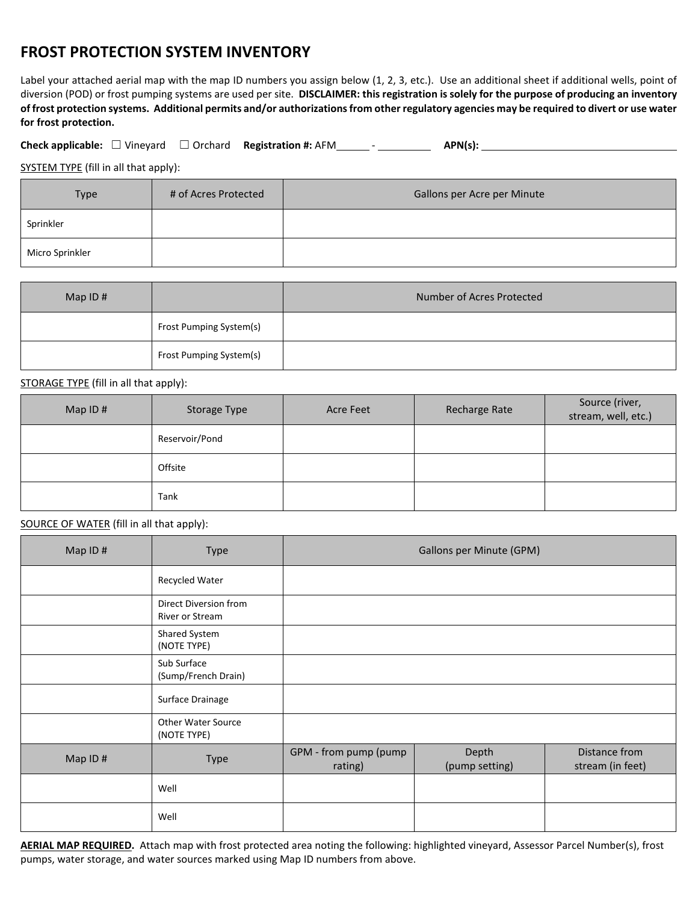# FROST PROTECTION SYSTEM INVENTORY

Label your attached aerial map with the map ID numbers you assign below (1, 2, 3, etc.). Use an additional sheet if additional wells, point of diversion (POD) or frost pumping systems are used per site. **DISCLAIMER: this registration is solely for the purpose of producing an inventory of frost protection systems. Additional permits and/or authorizations from other regulatory agencies may be required to divert or use water for frost protection.**

**Check applicable:** ☐ Vineyard ☐ Orchard **Registration #:** AFM______ - __________ **APN(s):** ______________________________________

SYSTEM TYPE (fill in all that apply):

| Type | # of Acres Protected | Gallons per Acre per Minute |
|---|---|---|
| Sprinkler | | |
| Micro Sprinkler | | |

| Map ID # | | Number of Acres Protected |
|---|---|---|
| | Frost Pumping System(s) | |
| | Frost Pumping System(s) | |

STORAGE TYPE (fill in all that apply):

| Map ID # | Storage Type | Acre Feet | Recharge Rate | Source (river, stream, well, etc.) |
|---|---|---|---|---|
| | Reservoir/Pond | | | |
| | Offsite | | | |
| | Tank | | | |

SOURCE OF WATER (fill in all that apply):

| Map ID # | Type | Gallons per Minute (GPM) | | |
|---|---|---|---|---|
| | Recycled Water | | | |
| | Direct Diversion from River or Stream | | | |
| | Shared System (NOTE TYPE) | | | |
| | Sub Surface (Sump/French Drain) | | | |
| | Surface Drainage | | | |
| | Other Water Source (NOTE TYPE) | | | |
| **Map ID #** | **Type** | **GPM - from pump (pump rating)** | **Depth (pump setting)** | **Distance from stream (in feet)** |
| | Well | | | |
| | Well | | | |

**AERIAL MAP REQUIRED.** Attach map with frost protected area noting the following: highlighted vineyard, Assessor Parcel Number(s), frost pumps, water storage, and water sources marked using Map ID numbers from above.